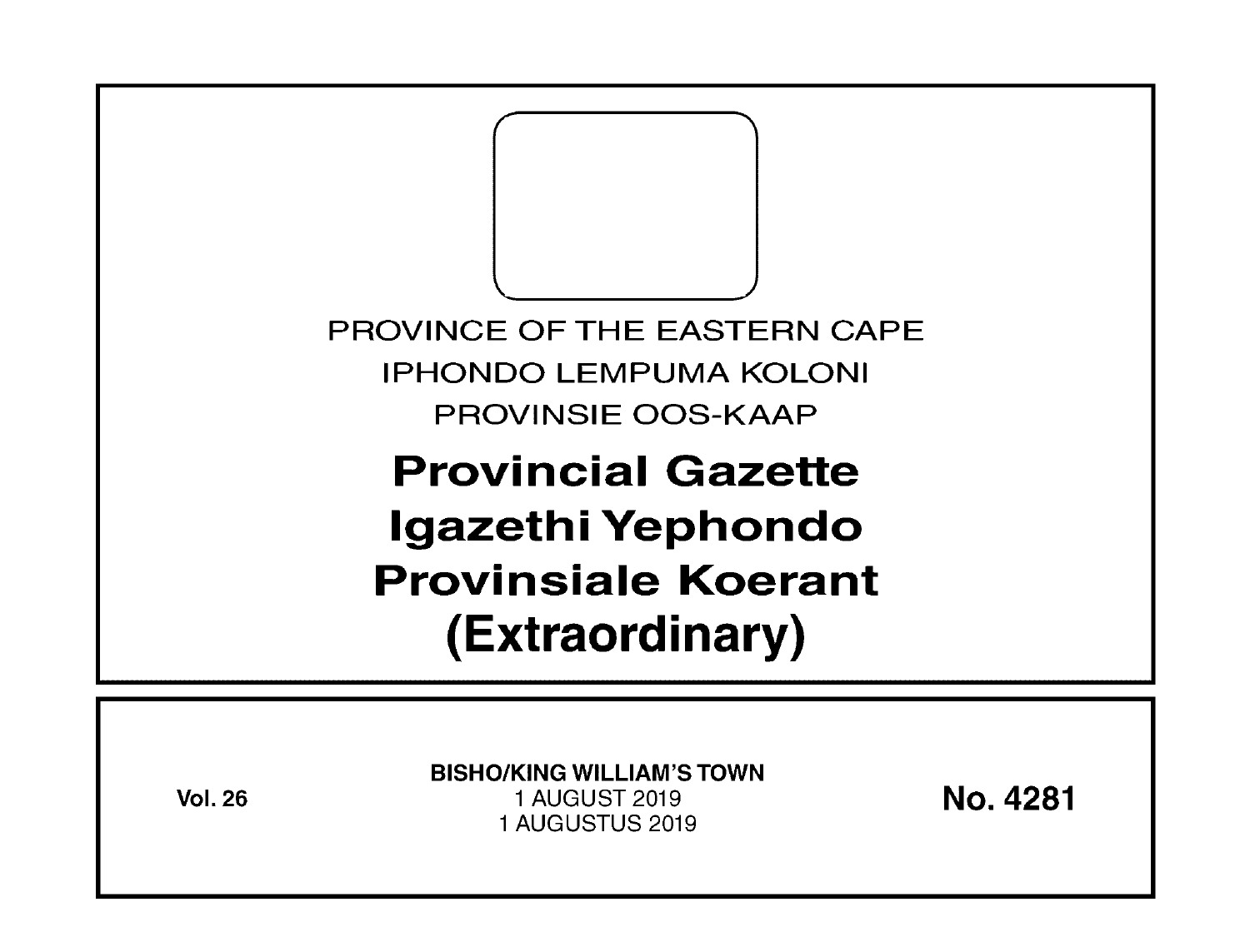PROVINCE OF THE EASTERN CAPE

IPHONDO LEMPUMA KOLONI

PROVINSIE OOS-KAAP

# Provincial Gazette
# Igazethi Yephondo
# Provinsiale Koerant
# (Extraordinary)

**Vol. 26**

**BISHO/KING WILLIAM'S TOWN**

1 AUGUST 2019

1 AUGUSTUS 2019

**No. 4281**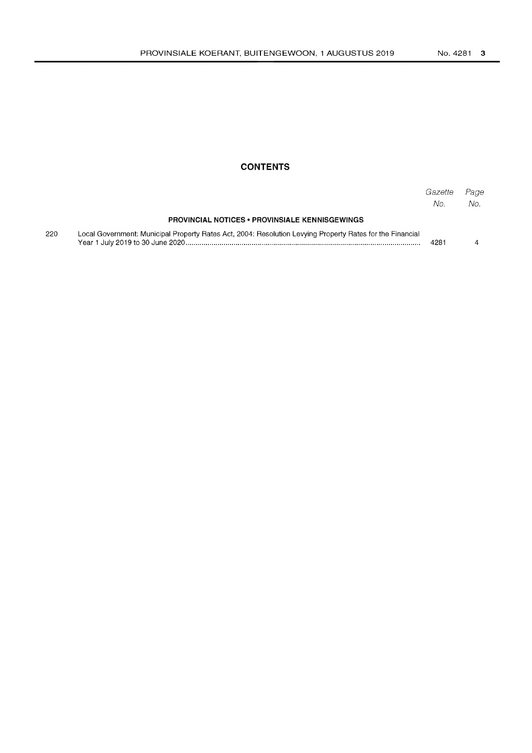## CONTENTS

| | | Gazette No. | Page No. |
|---|---|---|---|
| | **PROVINCIAL NOTICES • PROVINSIALE KENNISGEWINGS** | | |
| 220 | Local Government: Municipal Property Rates Act, 2004: Resolution Levying Property Rates for the Financial Year 1 July 2019 to 30 June 2020 | 4281 | 4 |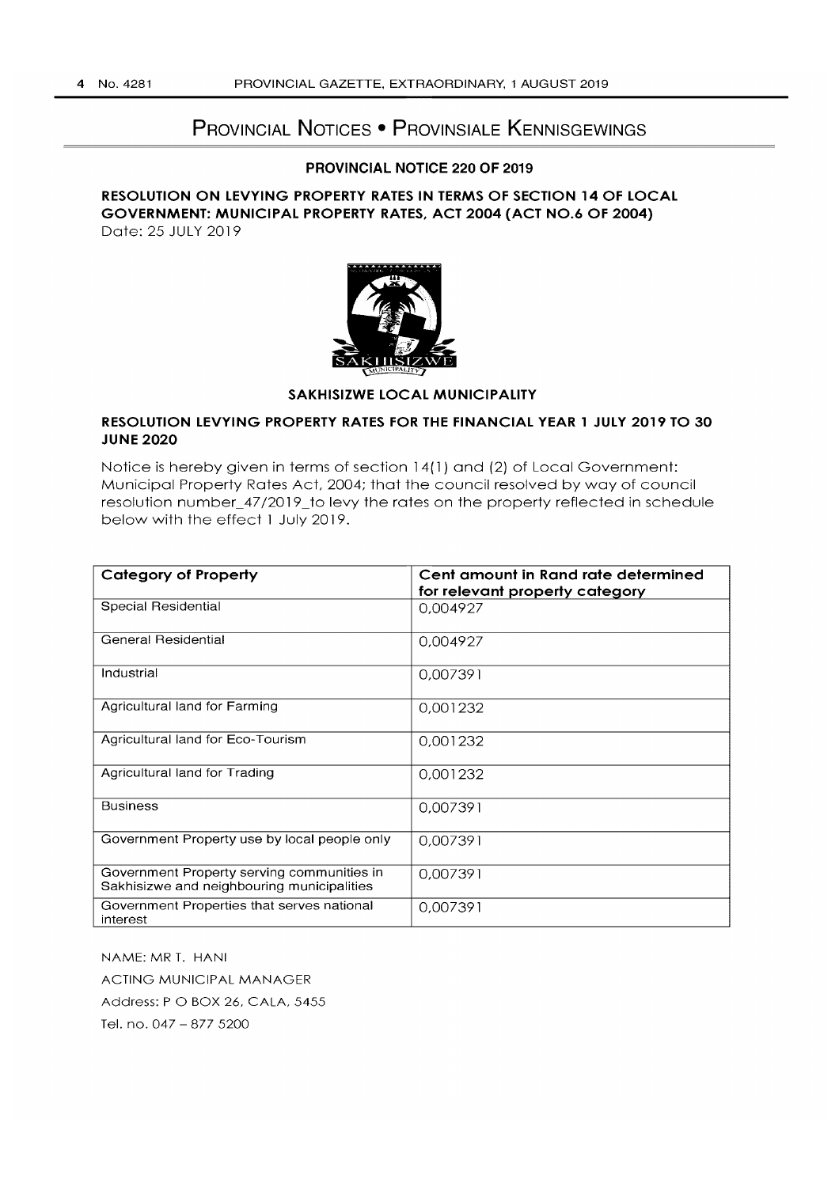# Provincial Notices • Provinsiale Kennisgewings

## PROVINCIAL NOTICE 220 OF 2019

**RESOLUTION ON LEVYING PROPERTY RATES IN TERMS OF SECTION 14 OF LOCAL GOVERNMENT: MUNICIPAL PROPERTY RATES, ACT 2004 (ACT NO.6 OF 2004)**
Date: 25 JULY 2019

**SAKHISIZWE LOCAL MUNICIPALITY**

**RESOLUTION LEVYING PROPERTY RATES FOR THE FINANCIAL YEAR 1 JULY 2019 TO 30 JUNE 2020**

Notice is hereby given in terms of section 14(1) and (2) of Local Government: Municipal Property Rates Act, 2004; that the council resolved by way of council resolution number_47/2019_to levy the rates on the property reflected in schedule below with the effect 1 July 2019.

| Category of Property | Cent amount in Rand rate determined for relevant property category |
|---|---|
| Special Residential | 0,004927 |
| General Residential | 0,004927 |
| Industrial | 0,007391 |
| Agricultural land for Farming | 0,001232 |
| Agricultural land for Eco-Tourism | 0,001232 |
| Agricultural land for Trading | 0,001232 |
| Business | 0,007391 |
| Government Property use by local people only | 0,007391 |
| Government Property serving communities in Sakhisizwe and neighbouring municipalities | 0,007391 |
| Government Properties that serves national interest | 0,007391 |

NAME: MR T. HANI
ACTING MUNICIPAL MANAGER
Address: P O BOX 26, CALA, 5455
Tel. no. 047 – 877 5200